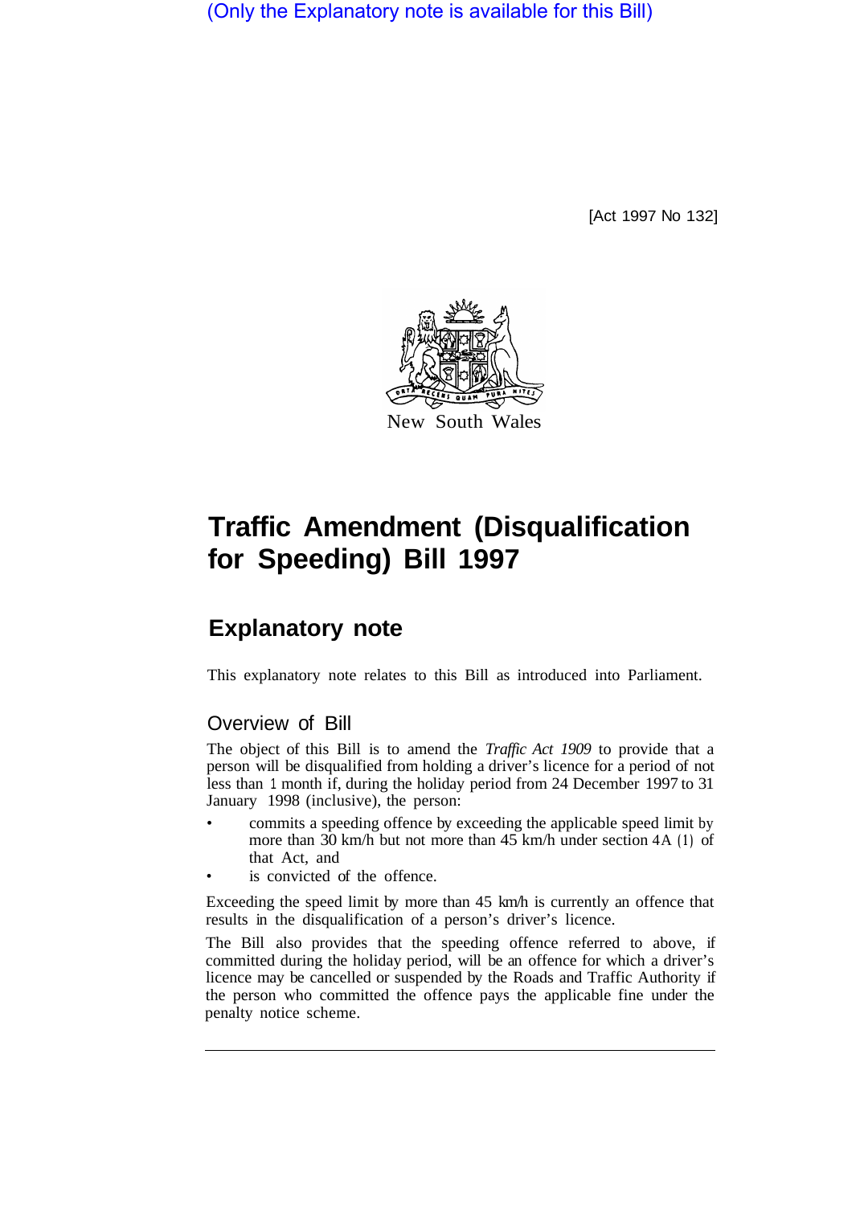(Only the Explanatory note is available for this Bill)

[Act 1997 No 132]

New South Wales

# Traffic Amendment (Disqualification for Speeding) Bill 1997

## Explanatory note

This explanatory note relates to this Bill as introduced into Parliament.

### Overview of Bill

The object of this Bill is to amend the *Traffic Act 1909* to provide that a person will be disqualified from holding a driver's licence for a period of not less than 1 month if, during the holiday period from 24 December 1997 to 31 January 1998 (inclusive), the person:

- commits a speeding offence by exceeding the applicable speed limit by more than 30 km/h but not more than 45 km/h under section 4A (1) of that Act, and
- is convicted of the offence.

Exceeding the speed limit by more than 45 km/h is currently an offence that results in the disqualification of a person's driver's licence.

The Bill also provides that the speeding offence referred to above, if committed during the holiday period, will be an offence for which a driver's licence may be cancelled or suspended by the Roads and Traffic Authority if the person who committed the offence pays the applicable fine under the penalty notice scheme.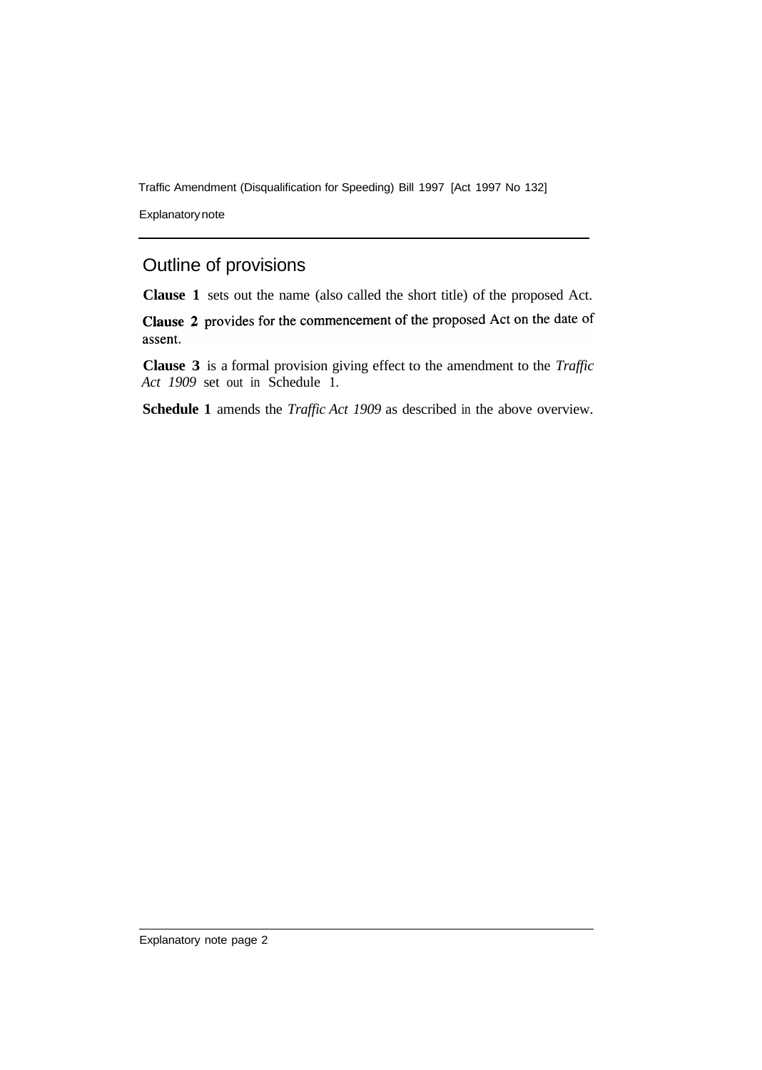## Outline of provisions

**Clause 1** sets out the name (also called the short title) of the proposed Act.

**Clause 2** provides for the commencement of the proposed Act on the date of assent.

**Clause 3** is a formal provision giving effect to the amendment to the *Traffic Act 1909* set out in Schedule 1.

**Schedule 1** amends the *Traffic Act 1909* as described in the above overview.